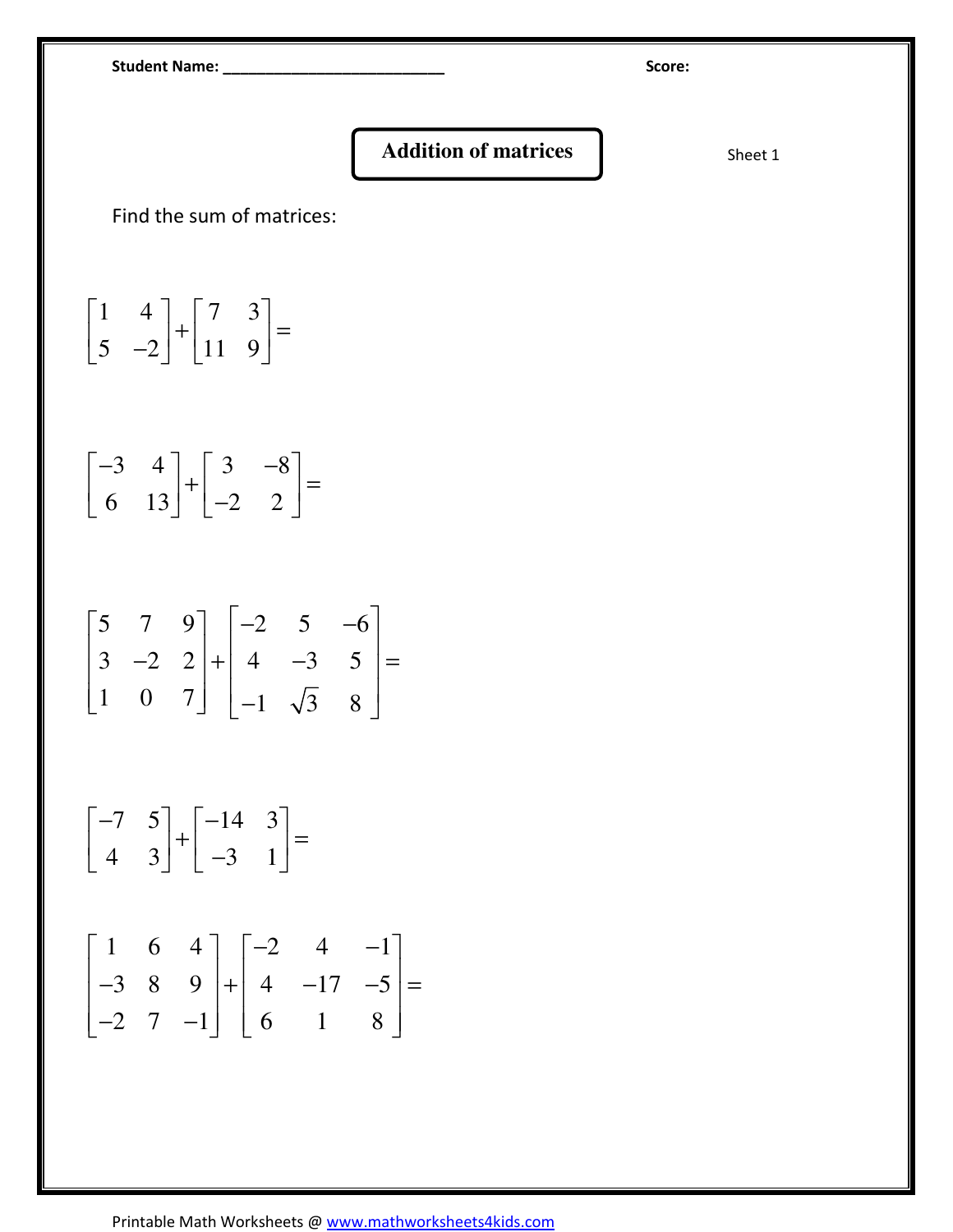**Student Name:** ___________________________ **Score:**

# Addition of matrices

Sheet 1

Find the sum of matrices:

$$\begin{bmatrix} 1 & 4 \\ 5 & -2 \end{bmatrix} + \begin{bmatrix} 7 & 3 \\ 11 & 9 \end{bmatrix} =$$

$$\begin{bmatrix} -3 & 4 \\ 6 & 13 \end{bmatrix} + \begin{bmatrix} 3 & -8 \\ -2 & 2 \end{bmatrix} =$$

$$\begin{bmatrix} 5 & 7 & 9 \\ 3 & -2 & 2 \\ 1 & 0 & 7 \end{bmatrix} + \begin{bmatrix} -2 & 5 & -6 \\ 4 & -3 & 5 \\ -1 & \sqrt{3} & 8 \end{bmatrix} =$$

$$\begin{bmatrix} -7 & 5 \\ 4 & 3 \end{bmatrix} + \begin{bmatrix} -14 & 3 \\ -3 & 1 \end{bmatrix} =$$

$$\begin{bmatrix} 1 & 6 & 4 \\ -3 & 8 & 9 \\ -2 & 7 & -1 \end{bmatrix} + \begin{bmatrix} -2 & 4 & -1 \\ 4 & -17 & -5 \\ 6 & 1 & 8 \end{bmatrix} =$$

Printable Math Worksheets @ www.mathworksheets4kids.com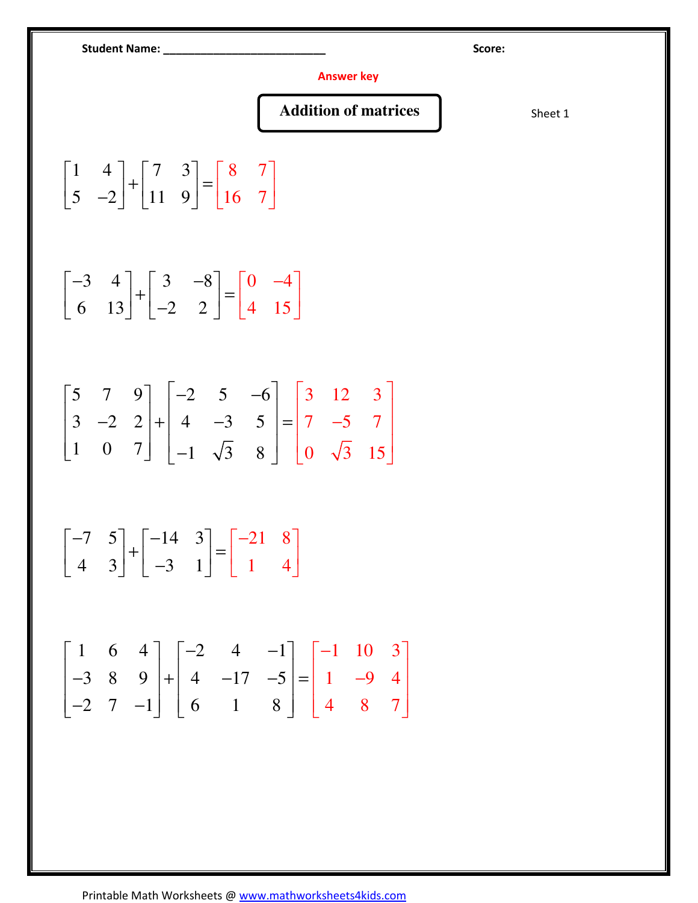Student Name: ___________________________ Score:

Answer key

## Addition of matrices

Sheet 1

$$\begin{bmatrix} 1 & 4 \\ 5 & -2 \end{bmatrix} + \begin{bmatrix} 7 & 3 \\ 11 & 9 \end{bmatrix} = \begin{bmatrix} 8 & 7 \\ 16 & 7 \end{bmatrix}$$

$$\begin{bmatrix} -3 & 4 \\ 6 & 13 \end{bmatrix} + \begin{bmatrix} 3 & -8 \\ -2 & 2 \end{bmatrix} = \begin{bmatrix} 0 & -4 \\ 4 & 15 \end{bmatrix}$$

$$\begin{bmatrix} 5 & 7 & 9 \\ 3 & -2 & 2 \\ 1 & 0 & 7 \end{bmatrix} + \begin{bmatrix} -2 & 5 & -6 \\ 4 & -3 & 5 \\ -1 & \sqrt{3} & 8 \end{bmatrix} = \begin{bmatrix} 3 & 12 & 3 \\ 7 & -5 & 7 \\ 0 & \sqrt{3} & 15 \end{bmatrix}$$

$$\begin{bmatrix} -7 & 5 \\ 4 & 3 \end{bmatrix} + \begin{bmatrix} -14 & 3 \\ -3 & 1 \end{bmatrix} = \begin{bmatrix} -21 & 8 \\ 1 & 4 \end{bmatrix}$$

$$\begin{bmatrix} 1 & 6 & 4 \\ -3 & 8 & 9 \\ -2 & 7 & -1 \end{bmatrix} + \begin{bmatrix} -2 & 4 & -1 \\ 4 & -17 & -5 \\ 6 & 1 & 8 \end{bmatrix} = \begin{bmatrix} -1 & 10 & 3 \\ 1 & -9 & 4 \\ 4 & 8 & 7 \end{bmatrix}$$

Printable Math Worksheets @ www.mathworksheets4kids.com